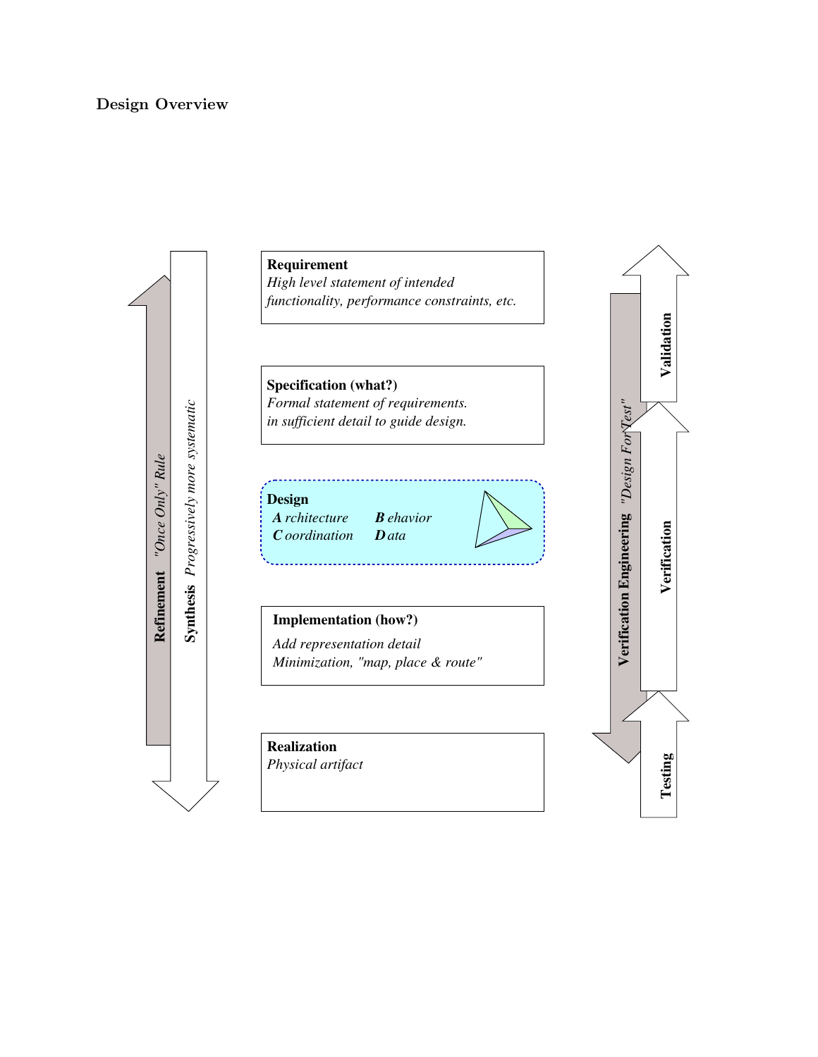## Design Overview

**Requirement**
*High level statement of intended functionality, performance constraints, etc.*

**Specification (what?)**
*Formal statement of requirements. in sufficient detail to guide design.*

**Design**
***A** rchitecture* ***B** ehavior*
***C** oordination* ***D** ata*

**Implementation (how?)**
*Add representation detail*
*Minimization, "map, place & route"*

**Realization**
*Physical artifact*

**Refinement** *"Once Only" Rule*

**Synthesis** *Progressively more systematic*

**Verification Engineering** *"Design For Test"*

**Validation**

**Verification**

**Testing**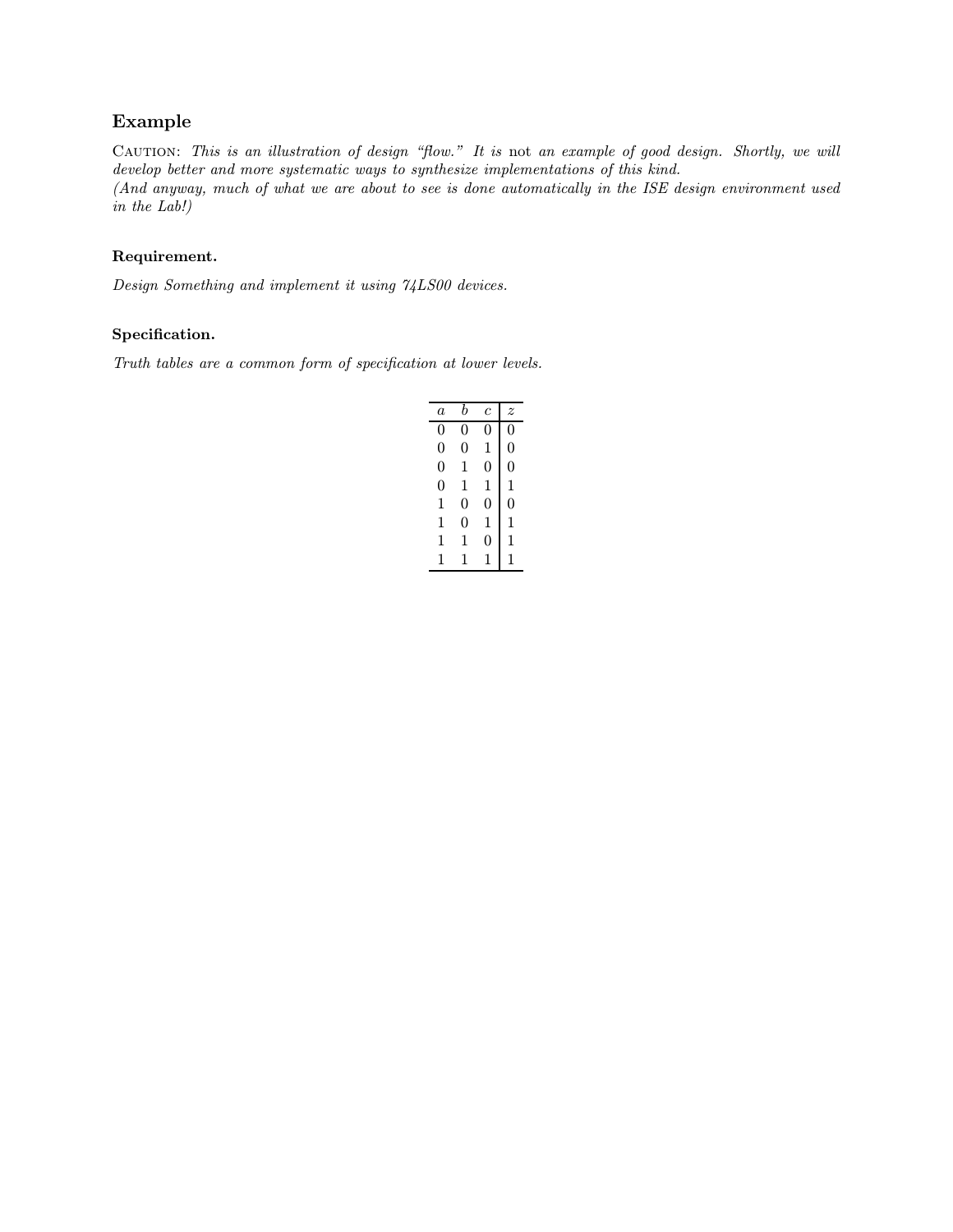## Example

CAUTION: *This is an illustration of design "flow." It is* not *an example of good design. Shortly, we will develop better and more systematic ways to synthesize implementations of this kind.*
*(And anyway, much of what we are about to see is done automatically in the ISE design environment used in the Lab!)*

### Requirement.

*Design Something and implement it using 74LS00 devices.*

### Specification.

*Truth tables are a common form of specification at lower levels.*

| $a$ | $b$ | $c$ | $z$ |
|---|---|---|---|
| 0 | 0 | 0 | 0 |
| 0 | 0 | 1 | 0 |
| 0 | 1 | 0 | 0 |
| 0 | 1 | 1 | 1 |
| 1 | 0 | 0 | 0 |
| 1 | 0 | 1 | 1 |
| 1 | 1 | 0 | 1 |
| 1 | 1 | 1 | 1 |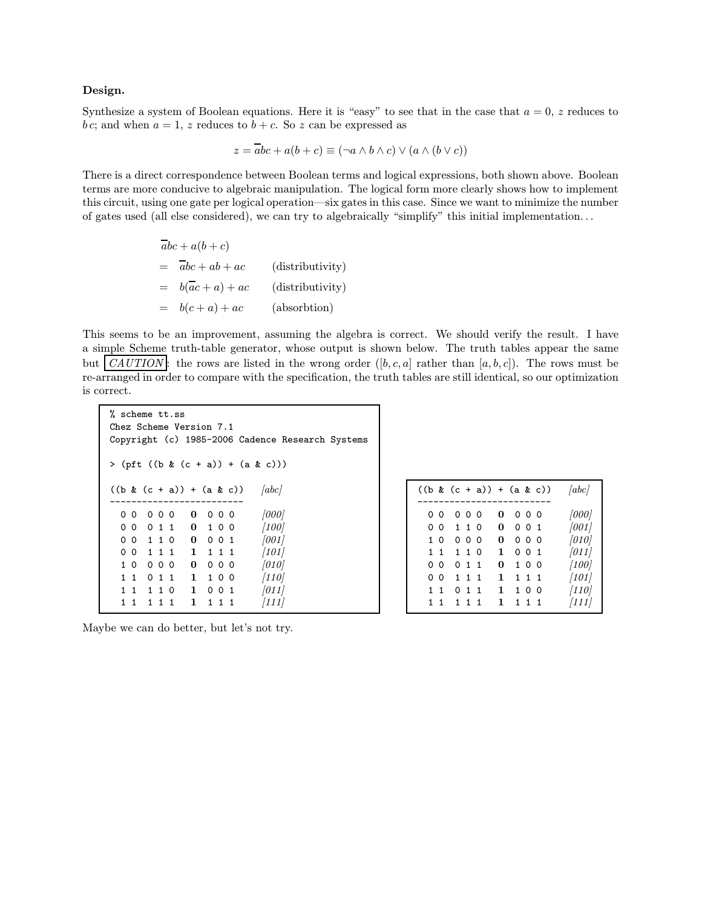**Design.**

Synthesize a system of Boolean equations. Here it is "easy" to see that in the case that $a = 0$, $z$ reduces to $b\,c$; and when $a = 1$, $z$ reduces to $b + c$. So $z$ can be expressed as

$$z = \overline{a}bc + a(b+c) \equiv (\neg a \wedge b \wedge c) \vee (a \wedge (b \vee c))$$

There is a direct correspondence between Boolean terms and logical expressions, both shown above. Boolean terms are more conducive to algebraic manipulation. The logical form more clearly shows how to implement this circuit, using one gate per logical operation—six gates in this case. Since we want to minimize the number of gates used (all else considered), we can try to algebraically "simplify" this initial implementation...

$$
\begin{aligned}
& \overline{a}bc + a(b+c) \\
= \;& \overline{a}bc + ab + ac && \text{(distributivity)} \\
= \;& b(\overline{a}c + a) + ac && \text{(distributivity)} \\
= \;& b(c + a) + ac && \text{(absorbtion)}
\end{aligned}
$$

This seems to be an improvement, assuming the algebra is correct. We should verify the result. I have a simple Scheme truth-table generator, whose output is shown below. The truth tables appear the same but *CAUTION*: the rows are listed in the wrong order ($[b, c, a]$ rather than $[a, b, c]$). The rows must be re-arranged in order to compare with the specification, the truth tables are still identical, so our optimization is correct.

```
% scheme tt.ss
Chez Scheme Version 7.1
Copyright (c) 1985-2006 Cadence Research Systems

> (pft ((b & (c + a)) + (a & c)))

((b & (c + a)) + (a & c))     [abc]
-------------------------
  0 0  0 0 0   0  0 0 0       [000]
  0 0  0 1 1   0  1 0 0       [100]
  0 0  1 1 0   0  0 0 1       [001]
  0 0  1 1 1   1  1 1 1       [101]
  1 0  0 0 0   0  0 0 0       [010]
  1 1  0 1 1   1  1 0 0       [110]
  1 1  1 1 0   1  0 0 1       [011]
  1 1  1 1 1   1  1 1 1       [111]
```

```
((b & (c + a)) + (a & c))     [abc]
-------------------------
  0 0  0 0 0   0  0 0 0       [000]
  0 0  1 1 0   0  0 0 1       [001]
  1 0  0 0 0   0  0 0 0       [010]
  1 1  1 1 0   1  0 0 1       [011]
  0 0  0 1 1   0  1 0 0       [100]
  0 0  1 1 1   1  1 1 1       [101]
  1 1  0 1 1   1  1 0 0       [110]
  1 1  1 1 1   1  1 1 1       [111]
```

Maybe we can do better, but let's not try.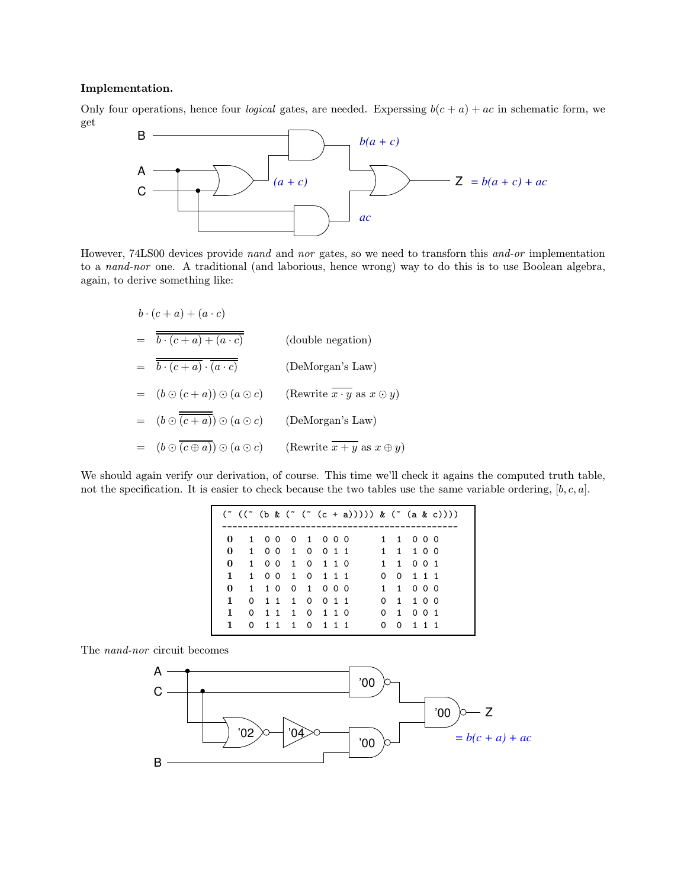**Implementation.**

Only four operations, hence four *logical* gates, are needed. Experssing $b(c+a)+ac$ in schematic form, we get

However, 74LS00 devices provide *nand* and *nor* gates, so we need to transform this *and-or* implementation to a *nand-nor* one. A traditional (and laborious, hence wrong) way to do this is to use Boolean algebra, again, to derive something like:

$$
\begin{aligned}
& b \cdot (c+a) + (a \cdot c) \\
= \;& \overline{\overline{b \cdot (c+a) + (a \cdot c)}} && \text{(double negation)} \\
= \;& \overline{\overline{b \cdot (c+a)} \cdot \overline{(a \cdot c)}} && \text{(DeMorgan's Law)} \\
= \;& (b \odot (c+a)) \odot (a \odot c) && \text{(Rewrite } \overline{x \cdot y} \text{ as } x \odot y\text{)} \\
= \;& (b \odot \overline{\overline{(c+a)}}) \odot (a \odot c) && \text{(DeMorgan's Law)} \\
= \;& (b \odot \overline{(c \oplus a)}) \odot (a \odot c) && \text{(Rewrite } \overline{x+y} \text{ as } x \oplus y\text{)}
\end{aligned}
$$

We should again verify our derivation, of course. This time we'll check it agains the computed truth table, not the specification. It is easier to check because the two tables use the same variable ordering, $[b, c, a]$.

```
(~ ((~ (b & (~ (~ (c + a))))) & (~ (a & c))))
----------------------------------------------
 0   1  0 0   0  1   0 0 0       1  1  0 0 0
 0   1  0 0   1  0   0 1 1       1  1  1 0 0
 0   1  0 0   1  0   1 1 0       1  1  0 0 1
 1   1  0 0   1  0   1 1 1       0  0  1 1 1
 0   1  1 0   0  1   0 0 0       1  1  0 0 0
 1   0  1 1   1  0   0 1 1       0  1  1 0 0
 1   0  1 1   1  0   1 1 0       0  1  0 0 1
 1   0  1 1   1  0   1 1 1       0  0  1 1 1
```

The *nand-nor* circuit becomes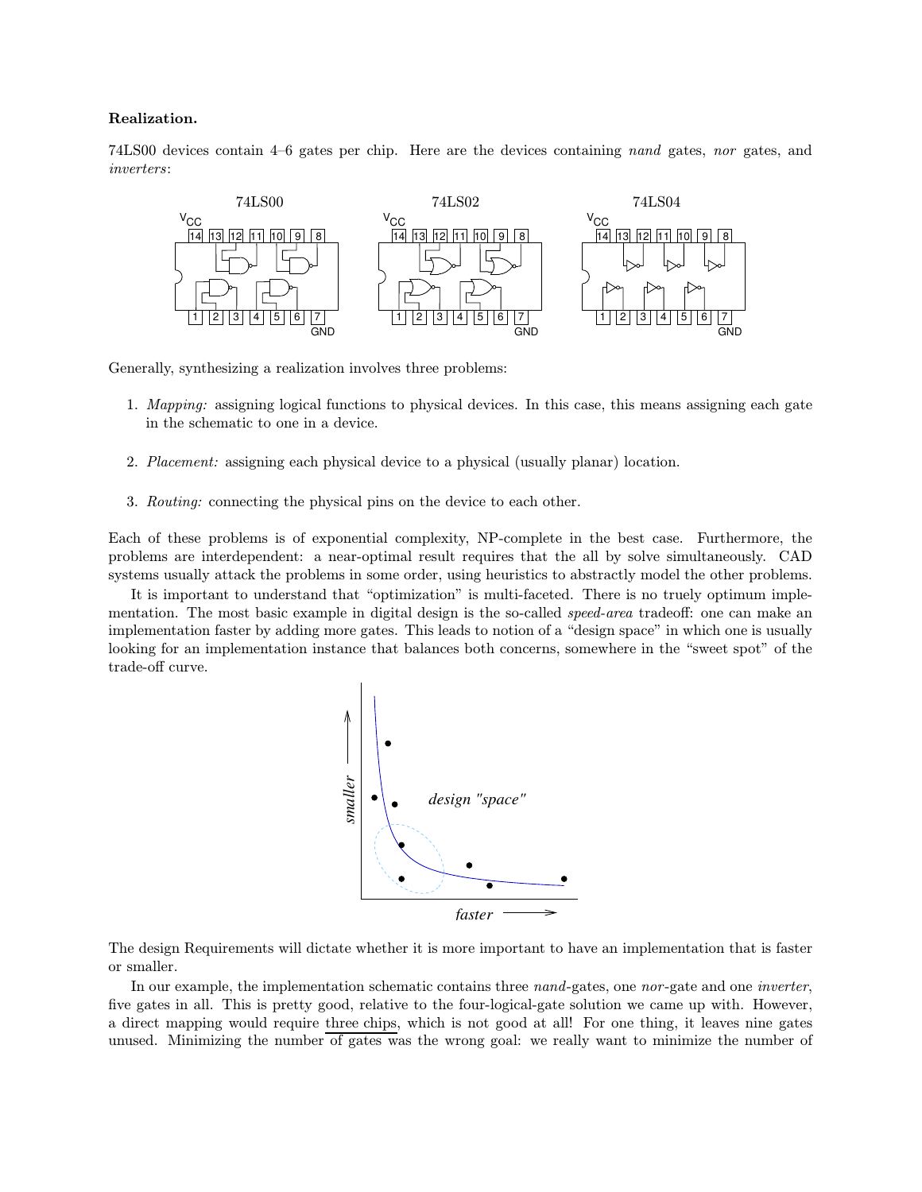**Realization.**

74LS00 devices contain 4–6 gates per chip. Here are the devices containing *nand* gates, *nor* gates, and *inverters*:

Generally, synthesizing a realization involves three problems:

1. *Mapping:* assigning logical functions to physical devices. In this case, this means assigning each gate in the schematic to one in a device.

2. *Placement:* assigning each physical device to a physical (usually planar) location.

3. *Routing:* connecting the physical pins on the device to each other.

Each of these problems is of exponential complexity, NP-complete in the best case. Furthermore, the problems are interdependent: a near-optimal result requires that the all by solve simultaneously. CAD systems usually attack the problems in some order, using heuristics to abstractly model the other problems.

It is important to understand that "optimization" is multi-faceted. There is no truely optimum implementation. The most basic example in digital design is the so-called *speed-area* tradeoff: one can make an implementation faster by adding more gates. This leads to notion of a "design space" in which one is usually looking for an implementation instance that balances both concerns, somewhere in the "sweet spot" of the trade-off curve.

The design Requirements will dictate whether it is more important to have an implementation that is faster or smaller.

In our example, the implementation schematic contains three *nand*-gates, one *nor*-gate and one *inverter*, five gates in all. This is pretty good, relative to the four-logical-gate solution we came up with. However, a direct mapping would require three chips, which is not good at all! For one thing, it leaves nine gates unused. Minimizing the number of gates was the wrong goal: we really want to minimize the number of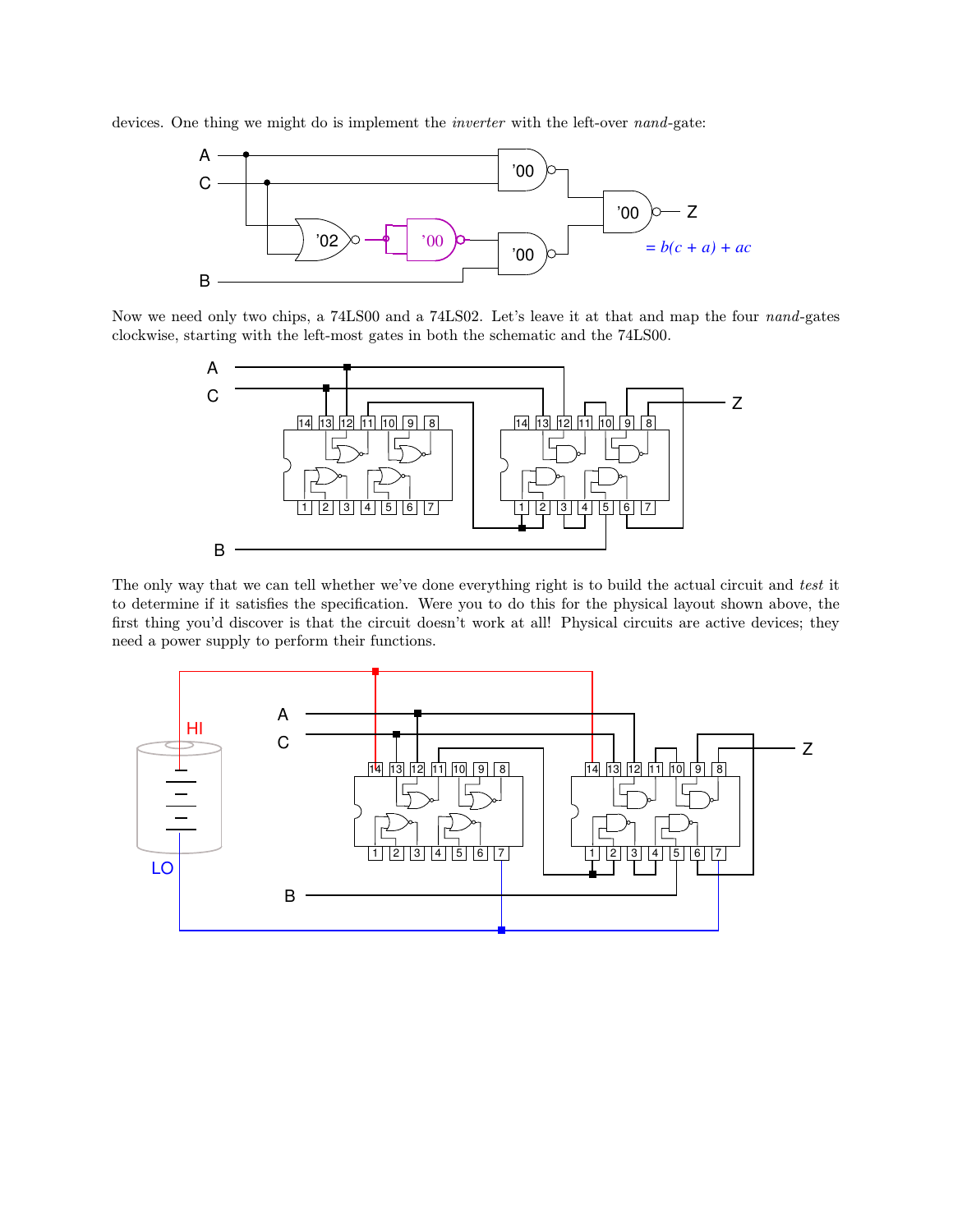devices. One thing we might do is implement the *inverter* with the left-over *nand*-gate:

Now we need only two chips, a 74LS00 and a 74LS02. Let's leave it at that and map the four *nand*-gates clockwise, starting with the left-most gates in both the schematic and the 74LS00.

The only way that we can tell whether we've done everything right is to build the actual circuit and *test* it to determine if it satisfies the specification. Were you to do this for the physical layout shown above, the first thing you'd discover is that the circuit doesn't work at all! Physical circuits are active devices; they need a power supply to perform their functions.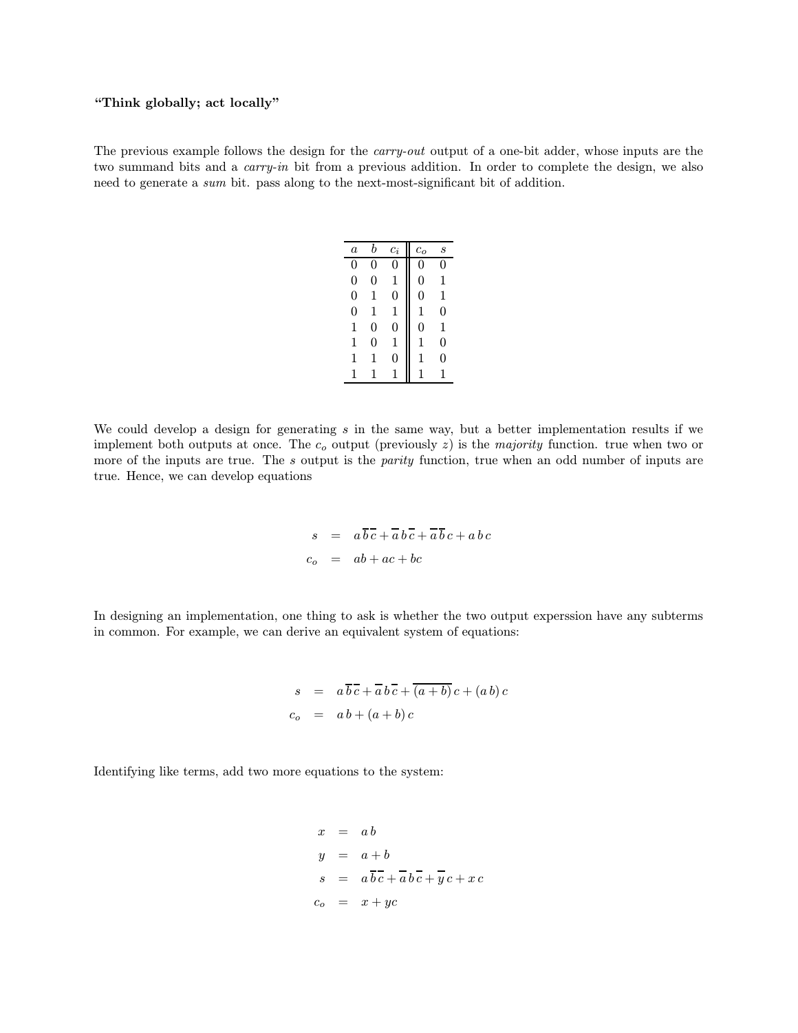**"Think globally; act locally"**

The previous example follows the design for the *carry-out* output of a one-bit adder, whose inputs are the two summand bits and a *carry-in* bit from a previous addition. In order to complete the design, we also need to generate a *sum* bit. pass along to the next-most-significant bit of addition.

| $a$ | $b$ | $c_i$ | $c_o$ | $s$ |
|---|---|---|---|---|
| 0 | 0 | 0 | 0 | 0 |
| 0 | 0 | 1 | 0 | 1 |
| 0 | 1 | 0 | 0 | 1 |
| 0 | 1 | 1 | 1 | 0 |
| 1 | 0 | 0 | 0 | 1 |
| 1 | 0 | 1 | 1 | 0 |
| 1 | 1 | 0 | 1 | 0 |
| 1 | 1 | 1 | 1 | 1 |

We could develop a design for generating $s$ in the same way, but a better implementation results if we implement both outputs at once. The $c_o$ output (previously $z$) is the *majority* function. true when two or more of the inputs are true. The $s$ output is the *parity* function, true when an odd number of inputs are true. Hence, we can develop equations

$$
\begin{aligned}
s &= a\,\overline{b}\,\overline{c} + \overline{a}\,b\,\overline{c} + \overline{a}\,\overline{b}\,c + a\,b\,c \\
c_o &= ab + ac + bc
\end{aligned}
$$

In designing an implementation, one thing to ask is whether the two output experssion have any subterms in common. For example, we can derive an equivalent system of equations:

$$
\begin{aligned}
s &= a\,\overline{b}\,\overline{c} + \overline{a}\,b\,\overline{c} + \overline{(a+b)}\,c + (a\,b)\,c \\
c_o &= a\,b + (a+b)\,c
\end{aligned}
$$

Identifying like terms, add two more equations to the system:

$$
\begin{aligned}
x &= a\,b \\
y &= a + b \\
s &= a\,\overline{b}\,\overline{c} + \overline{a}\,b\,\overline{c} + \overline{y}\,c + x\,c \\
c_o &= x + yc
\end{aligned}
$$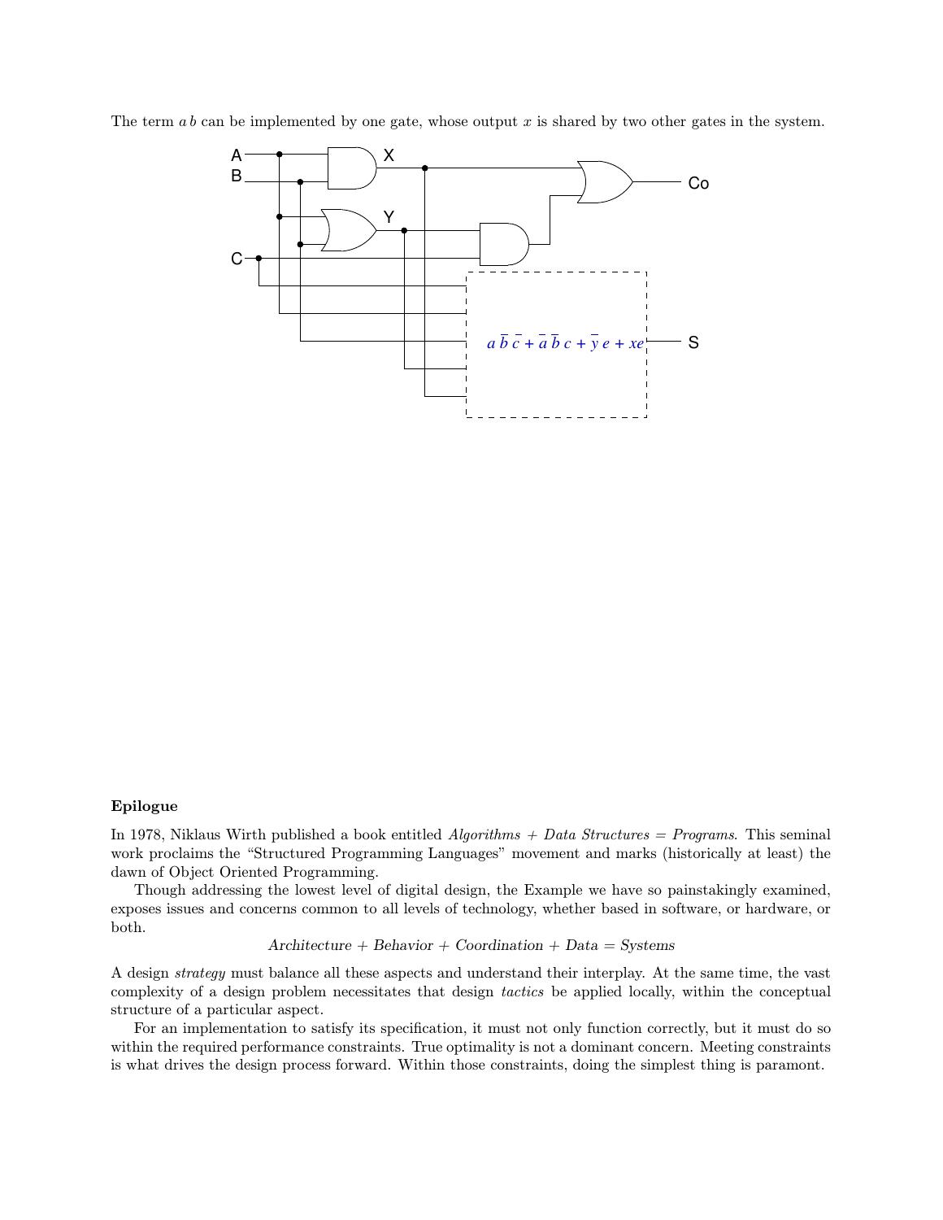The term $a\,b$ can be implemented by one gate, whose output $x$ is shared by two other gates in the system.

A
B
X
Y
C
Co
$a\,\bar{b}\,\bar{c} + \bar{a}\,\bar{b}\,c + \bar{y}\,e + xe$
S

**Epilogue**

In 1978, Niklaus Wirth published a book entitled *Algorithms + Data Structures = Programs*. This seminal work proclaims the "Structured Programming Languages" movement and marks (historically at least) the dawn of Object Oriented Programming.

Though addressing the lowest level of digital design, the Example we have so painstakingly examined, exposes issues and concerns common to all levels of technology, whether based in software, or hardware, or both.

*Architecture + Behavior + Coordination + Data = Systems*

A design *strategy* must balance all these aspects and understand their interplay. At the same time, the vast complexity of a design problem necessitates that design *tactics* be applied locally, within the conceptual structure of a particular aspect.

For an implementation to satisfy its specification, it must not only function correctly, but it must do so within the required performance constraints. True optimality is not a dominant concern. Meeting constraints is what drives the design process forward. Within those constraints, doing the simplest thing is paramont.